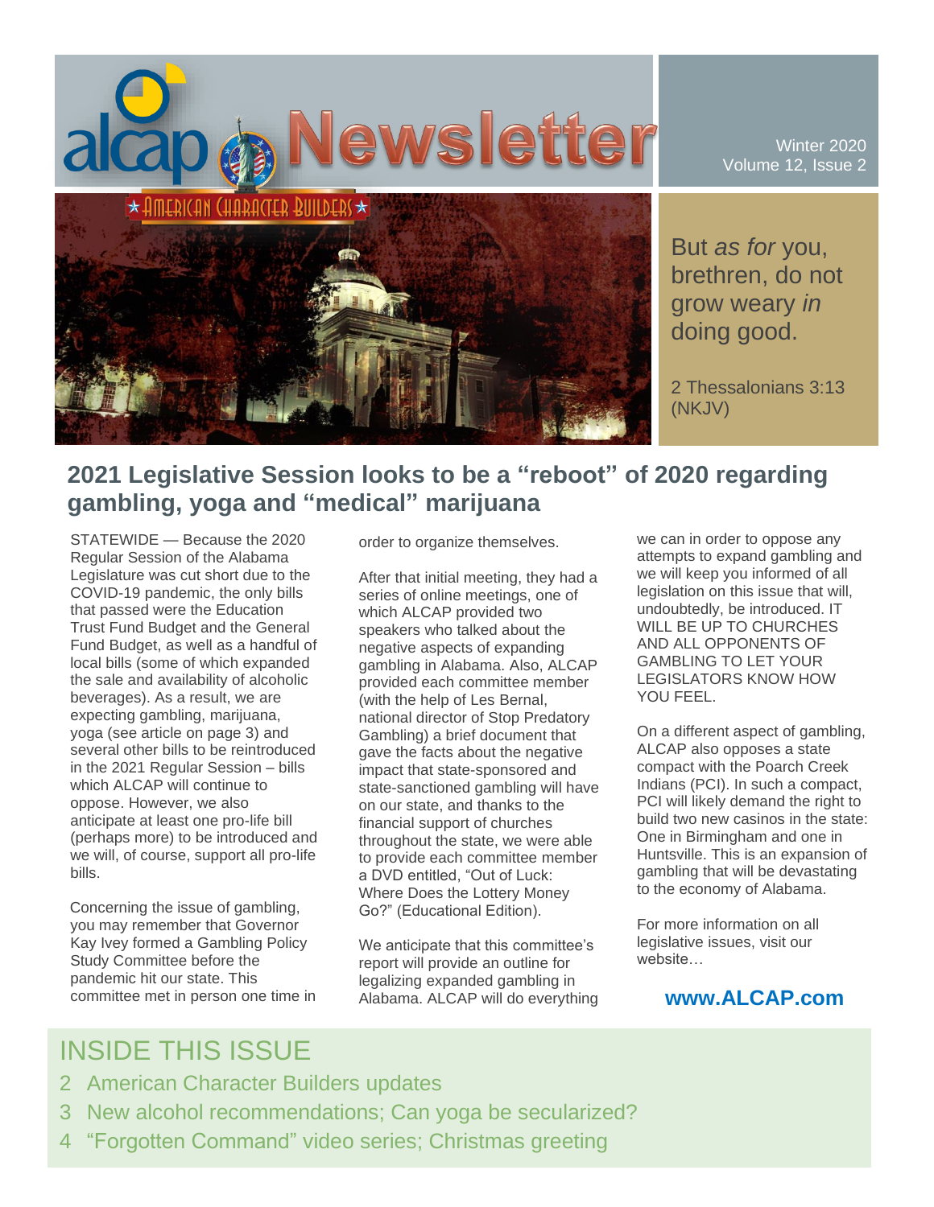# alcap Newsletter

AMERICAN CHARACTER BUILDERS

Winter 2020
Volume 12, Issue 2

But *as for* you, brethren, do not grow weary *in* doing good.

2 Thessalonians 3:13 (NKJV)

## 2021 Legislative Session looks to be a "reboot" of 2020 regarding gambling, yoga and "medical" marijuana

STATEWIDE — Because the 2020 Regular Session of the Alabama Legislature was cut short due to the COVID-19 pandemic, the only bills that passed were the Education Trust Fund Budget and the General Fund Budget, as well as a handful of local bills (some of which expanded the sale and availability of alcoholic beverages). As a result, we are expecting gambling, marijuana, yoga (see article on page 3) and several other bills to be reintroduced in the 2021 Regular Session – bills which ALCAP will continue to oppose. However, we also anticipate at least one pro-life bill (perhaps more) to be introduced and we will, of course, support all pro-life bills.

Concerning the issue of gambling, you may remember that Governor Kay Ivey formed a Gambling Policy Study Committee before the pandemic hit our state. This committee met in person one time in order to organize themselves.

After that initial meeting, they had a series of online meetings, one of which ALCAP provided two speakers who talked about the negative aspects of expanding gambling in Alabama. Also, ALCAP provided each committee member (with the help of Les Bernal, national director of Stop Predatory Gambling) a brief document that gave the facts about the negative impact that state-sponsored and state-sanctioned gambling will have on our state, and thanks to the financial support of churches throughout the state, we were able to provide each committee member a DVD entitled, "Out of Luck: Where Does the Lottery Money Go?" (Educational Edition).

We anticipate that this committee's report will provide an outline for legalizing expanded gambling in Alabama. ALCAP will do everything we can in order to oppose any attempts to expand gambling and we will keep you informed of all legislation on this issue that will, undoubtedly, be introduced. IT WILL BE UP TO CHURCHES AND ALL OPPONENTS OF GAMBLING TO LET YOUR LEGISLATORS KNOW HOW YOU FEEL.

On a different aspect of gambling, ALCAP also opposes a state compact with the Poarch Creek Indians (PCI). In such a compact, PCI will likely demand the right to build two new casinos in the state: One in Birmingham and one in Huntsville. This is an expansion of gambling that will be devastating to the economy of Alabama.

For more information on all legislative issues, visit our website…

**www.ALCAP.com**

## INSIDE THIS ISSUE

2 American Character Builders updates

3 New alcohol recommendations; Can yoga be secularized?

4 "Forgotten Command" video series; Christmas greeting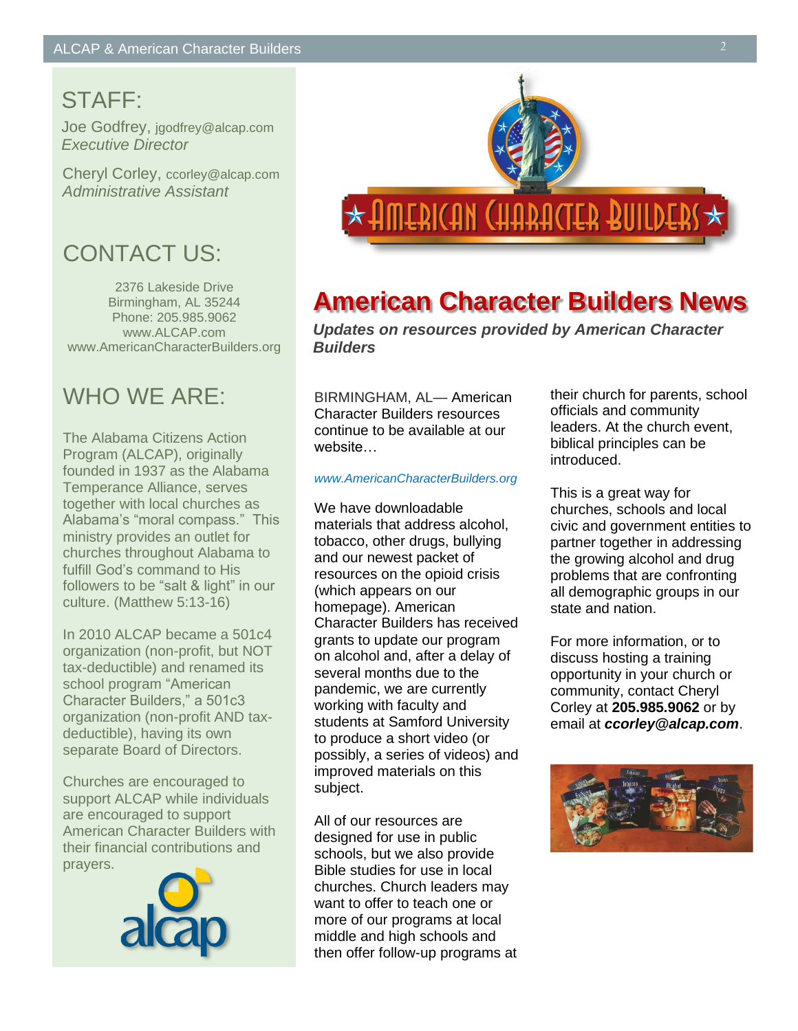## STAFF:

Joe Godfrey, jgodfrey@alcap.com
*Executive Director*

Cheryl Corley, ccorley@alcap.com
*Administrative Assistant*

## CONTACT US:

2376 Lakeside Drive
Birmingham, AL 35244
Phone: 205.985.9062
www.ALCAP.com
www.AmericanCharacterBuilders.org

## WHO WE ARE:

The Alabama Citizens Action Program (ALCAP), originally founded in 1937 as the Alabama Temperance Alliance, serves together with local churches as Alabama's "moral compass." This ministry provides an outlet for churches throughout Alabama to fulfill God's command to His followers to be "salt & light" in our culture. (Matthew 5:13-16)

In 2010 ALCAP became a 501c4 organization (non-profit, but NOT tax-deductible) and renamed its school program "American Character Builders," a 501c3 organization (non-profit AND tax-deductible), having its own separate Board of Directors.

Churches are encouraged to support ALCAP while individuals are encouraged to support American Character Builders with their financial contributions and prayers.

# American Character Builders News

***Updates on resources provided by American Character Builders***

BIRMINGHAM, AL— American Character Builders resources continue to be available at our website…

*www.AmericanCharacterBuilders.org*

We have downloadable materials that address alcohol, tobacco, other drugs, bullying and our newest packet of resources on the opioid crisis (which appears on our homepage). American Character Builders has received grants to update our program on alcohol and, after a delay of several months due to the pandemic, we are currently working with faculty and students at Samford University to produce a short video (or possibly, a series of videos) and improved materials on this subject.

All of our resources are designed for use in public schools, but we also provide Bible studies for use in local churches. Church leaders may want to offer to teach one or more of our programs at local middle and high schools and then offer follow-up programs at their church for parents, school officials and community leaders. At the church event, biblical principles can be introduced.

This is a great way for churches, schools and local civic and government entities to partner together in addressing the growing alcohol and drug problems that are confronting all demographic groups in our state and nation.

For more information, or to discuss hosting a training opportunity in your church or community, contact Cheryl Corley at **205.985.9062** or by email at ***ccorley@alcap.com***.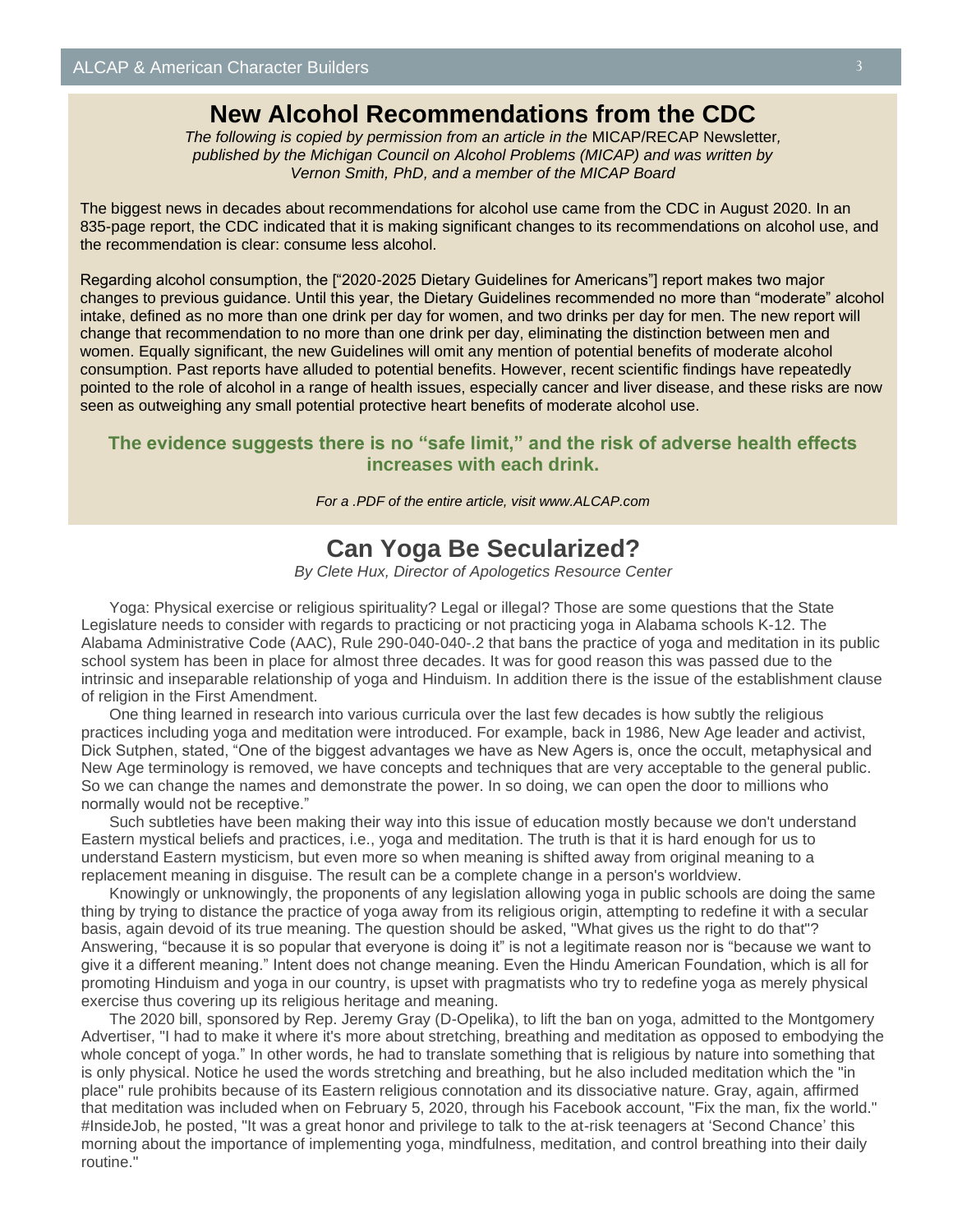## New Alcohol Recommendations from the CDC

*The following is copied by permission from an article in the* MICAP/RECAP Newsletter*, published by the Michigan Council on Alcohol Problems (MICAP) and was written by Vernon Smith, PhD, and a member of the MICAP Board*

The biggest news in decades about recommendations for alcohol use came from the CDC in August 2020. In an 835-page report, the CDC indicated that it is making significant changes to its recommendations on alcohol use, and the recommendation is clear: consume less alcohol.

Regarding alcohol consumption, the ["2020-2025 Dietary Guidelines for Americans"] report makes two major changes to previous guidance. Until this year, the Dietary Guidelines recommended no more than "moderate" alcohol intake, defined as no more than one drink per day for women, and two drinks per day for men. The new report will change that recommendation to no more than one drink per day, eliminating the distinction between men and women. Equally significant, the new Guidelines will omit any mention of potential benefits of moderate alcohol consumption. Past reports have alluded to potential benefits. However, recent scientific findings have repeatedly pointed to the role of alcohol in a range of health issues, especially cancer and liver disease, and these risks are now seen as outweighing any small potential protective heart benefits of moderate alcohol use.

**The evidence suggests there is no "safe limit," and the risk of adverse health effects increases with each drink.**

*For a .PDF of the entire article, visit www.ALCAP.com*

## Can Yoga Be Secularized?

*By Clete Hux, Director of Apologetics Resource Center*

Yoga: Physical exercise or religious spirituality? Legal or illegal? Those are some questions that the State Legislature needs to consider with regards to practicing or not practicing yoga in Alabama schools K-12. The Alabama Administrative Code (AAC), Rule 290-040-040-.2 that bans the practice of yoga and meditation in its public school system has been in place for almost three decades. It was for good reason this was passed due to the intrinsic and inseparable relationship of yoga and Hinduism. In addition there is the issue of the establishment clause of religion in the First Amendment.

One thing learned in research into various curricula over the last few decades is how subtly the religious practices including yoga and meditation were introduced. For example, back in 1986, New Age leader and activist, Dick Sutphen, stated, "One of the biggest advantages we have as New Agers is, once the occult, metaphysical and New Age terminology is removed, we have concepts and techniques that are very acceptable to the general public. So we can change the names and demonstrate the power. In so doing, we can open the door to millions who normally would not be receptive."

Such subtleties have been making their way into this issue of education mostly because we don't understand Eastern mystical beliefs and practices, i.e., yoga and meditation. The truth is that it is hard enough for us to understand Eastern mysticism, but even more so when meaning is shifted away from original meaning to a replacement meaning in disguise. The result can be a complete change in a person's worldview.

Knowingly or unknowingly, the proponents of any legislation allowing yoga in public schools are doing the same thing by trying to distance the practice of yoga away from its religious origin, attempting to redefine it with a secular basis, again devoid of its true meaning. The question should be asked, "What gives us the right to do that"? Answering, "because it is so popular that everyone is doing it" is not a legitimate reason nor is "because we want to give it a different meaning." Intent does not change meaning. Even the Hindu American Foundation, which is all for promoting Hinduism and yoga in our country, is upset with pragmatists who try to redefine yoga as merely physical exercise thus covering up its religious heritage and meaning.

The 2020 bill, sponsored by Rep. Jeremy Gray (D-Opelika), to lift the ban on yoga, admitted to the Montgomery Advertiser, "I had to make it where it's more about stretching, breathing and meditation as opposed to embodying the whole concept of yoga." In other words, he had to translate something that is religious by nature into something that is only physical. Notice he used the words stretching and breathing, but he also included meditation which the "in place" rule prohibits because of its Eastern religious connotation and its dissociative nature. Gray, again, affirmed that meditation was included when on February 5, 2020, through his Facebook account, "Fix the man, fix the world." #InsideJob, he posted, "It was a great honor and privilege to talk to the at-risk teenagers at 'Second Chance' this morning about the importance of implementing yoga, mindfulness, meditation, and control breathing into their daily routine."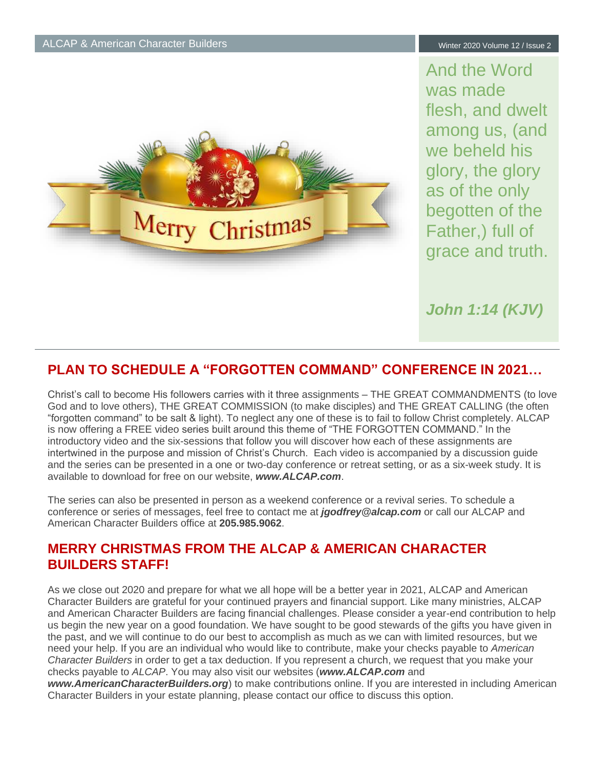And the Word was made flesh, and dwelt among us, (and we beheld his glory, the glory as of the only begotten of the Father,) full of grace and truth.

***John 1:14 (KJV)***

## PLAN TO SCHEDULE A "FORGOTTEN COMMAND" CONFERENCE IN 2021…

Christ's call to become His followers carries with it three assignments – THE GREAT COMMANDMENTS (to love God and to love others), THE GREAT COMMISSION (to make disciples) and THE GREAT CALLING (the often "forgotten command" to be salt & light). To neglect any one of these is to fail to follow Christ completely. ALCAP is now offering a FREE video series built around this theme of "THE FORGOTTEN COMMAND." In the introductory video and the six-sessions that follow you will discover how each of these assignments are intertwined in the purpose and mission of Christ's Church. Each video is accompanied by a discussion guide and the series can be presented in a one or two-day conference or retreat setting, or as a six-week study. It is available to download for free on our website, ***www.ALCAP.com***.

The series can also be presented in person as a weekend conference or a revival series. To schedule a conference or series of messages, feel free to contact me at ***jgodfrey@alcap.com*** or call our ALCAP and American Character Builders office at **205.985.9062**.

## MERRY CHRISTMAS FROM THE ALCAP & AMERICAN CHARACTER BUILDERS STAFF!

As we close out 2020 and prepare for what we all hope will be a better year in 2021, ALCAP and American Character Builders are grateful for your continued prayers and financial support. Like many ministries, ALCAP and American Character Builders are facing financial challenges. Please consider a year-end contribution to help us begin the new year on a good foundation. We have sought to be good stewards of the gifts you have given in the past, and we will continue to do our best to accomplish as much as we can with limited resources, but we need your help. If you are an individual who would like to contribute, make your checks payable to *American Character Builders* in order to get a tax deduction. If you represent a church, we request that you make your checks payable to *ALCAP*. You may also visit our websites (***www.ALCAP.com*** and ***www.AmericanCharacterBuilders.org***) to make contributions online. If you are interested in including American Character Builders in your estate planning, please contact our office to discuss this option.